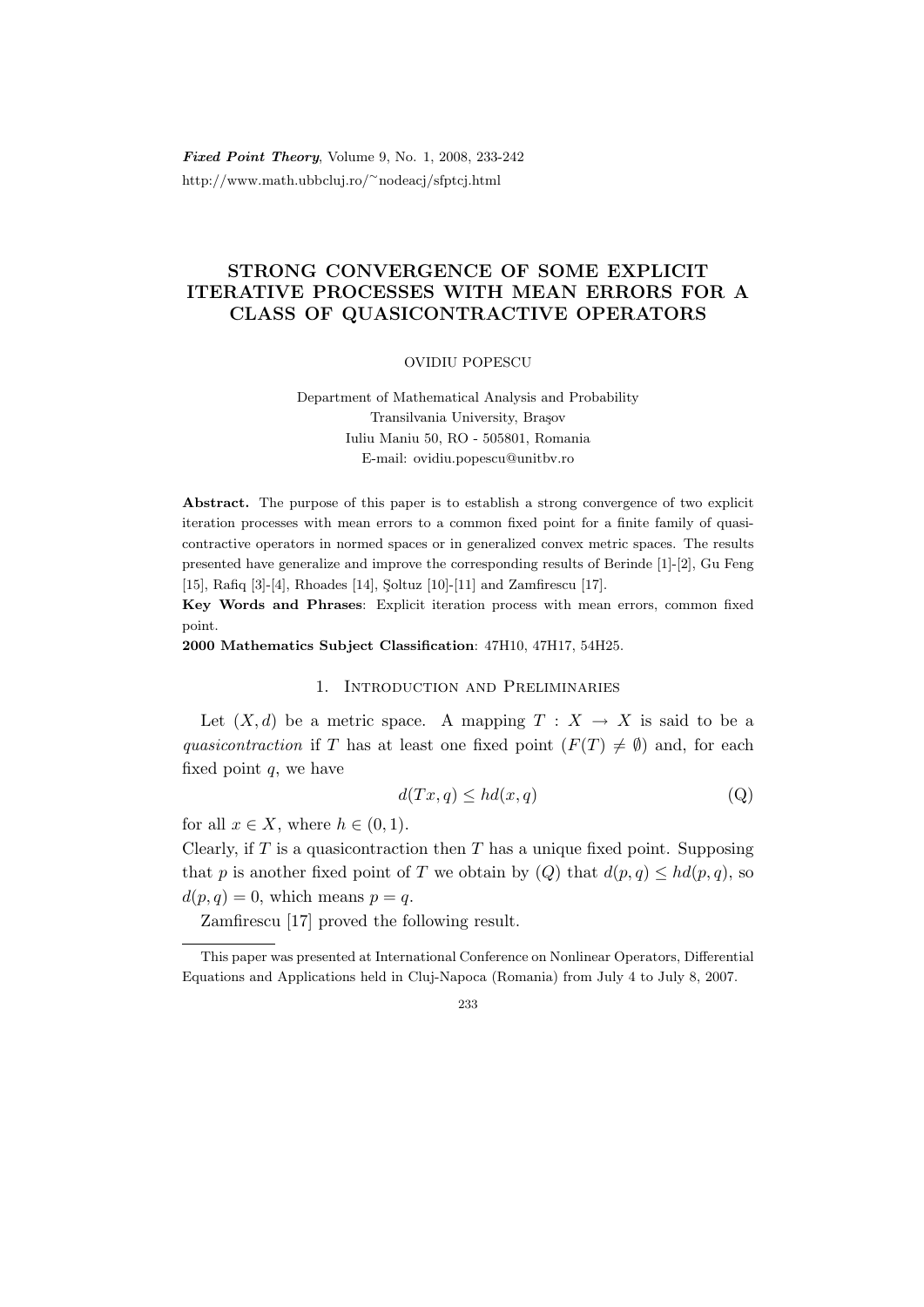# STRONG CONVERGENCE OF SOME EXPLICIT ITERATIVE PROCESSES WITH MEAN ERRORS FOR A CLASS OF QUASICONTRACTIVE OPERATORS

OVIDIU POPESCU

Department of Mathematical Analysis and Probability
Transilvania University, Braşov
Iuliu Maniu 50, RO - 505801, Romania
E-mail: ovidiu.popescu@unitbv.ro

**Abstract.** The purpose of this paper is to establish a strong convergence of two explicit iteration processes with mean errors to a common fixed point for a finite family of quasi-contractive operators in normed spaces or in generalized convex metric spaces. The results presented have generalize and improve the corresponding results of Berinde [1]-[2], Gu Feng [15], Rafiq [3]-[4], Rhoades [14], Şoltuz [10]-[11] and Zamfirescu [17].

**Key Words and Phrases**: Explicit iteration process with mean errors, common fixed point.

**2000 Mathematics Subject Classification**: 47H10, 47H17, 54H25.

## 1. Introduction and Preliminaries

Let $(X, d)$ be a metric space. A mapping $T : X \to X$ is said to be a *quasicontraction* if $T$ has at least one fixed point ($F(T) \neq \emptyset$) and, for each fixed point $q$, we have

$$d(Tx, q) \leq hd(x, q) \tag{Q}$$

for all $x \in X$, where $h \in (0, 1)$.

Clearly, if $T$ is a quasicontraction then $T$ has a unique fixed point. Supposing that $p$ is another fixed point of $T$ we obtain by $(Q)$ that $d(p, q) \leq hd(p, q)$, so $d(p, q) = 0$, which means $p = q$.

Zamfirescu [17] proved the following result.

---

This paper was presented at International Conference on Nonlinear Operators, Differential Equations and Applications held in Cluj-Napoca (Romania) from July 4 to July 8, 2007.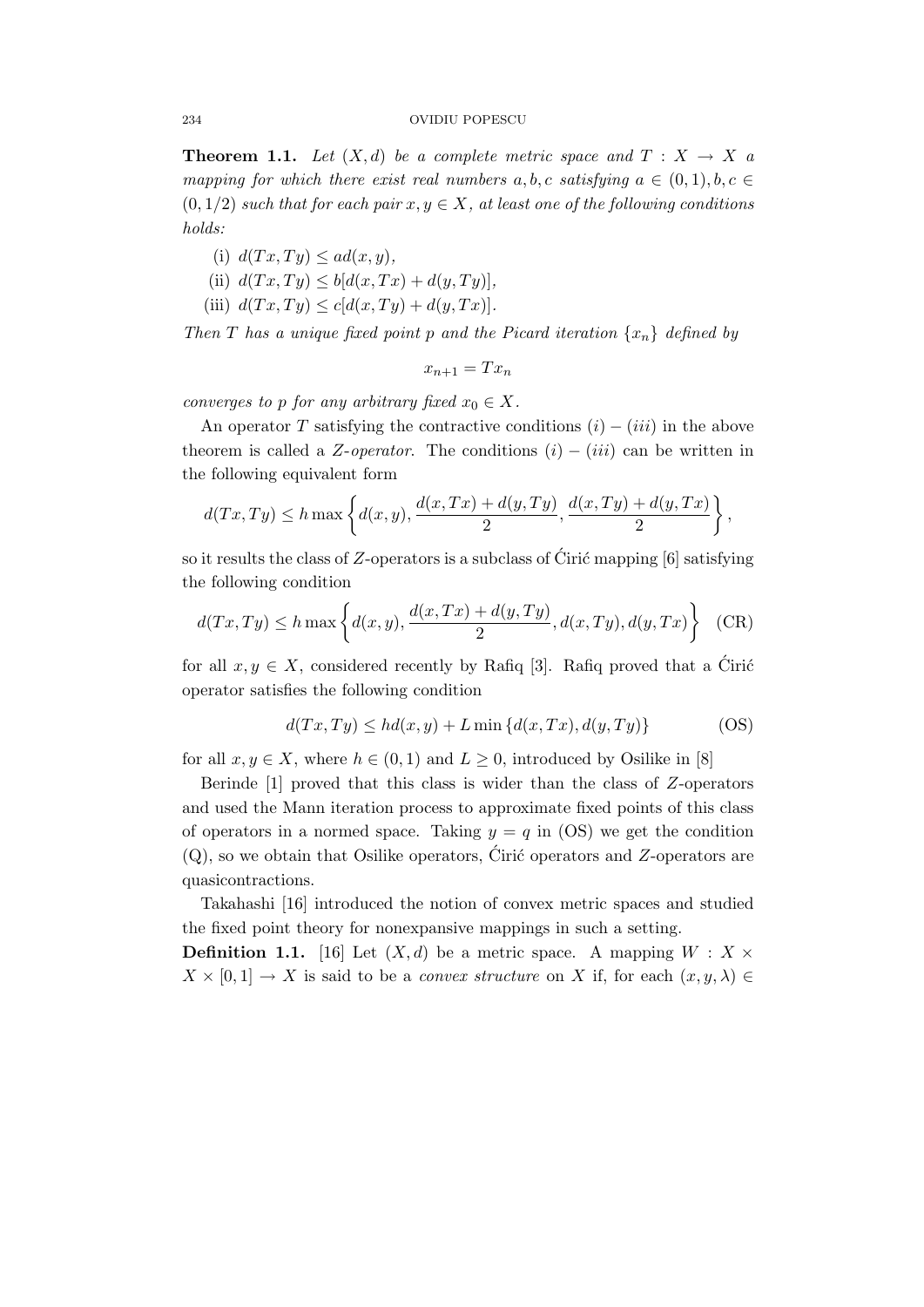**Theorem 1.1.** *Let $(X,d)$ be a complete metric space and $T : X \to X$ a mapping for which there exist real numbers $a, b, c$ satisfying $a \in (0,1), b, c \in (0, 1/2)$ such that for each pair $x, y \in X$, at least one of the following conditions holds:*

(i) $d(Tx, Ty) \leq ad(x, y)$,

(ii) $d(Tx, Ty) \leq b[d(x, Tx) + d(y, Ty)]$,

(iii) $d(Tx, Ty) \leq c[d(x, Ty) + d(y, Tx)]$.

*Then $T$ has a unique fixed point $p$ and the Picard iteration $\{x_n\}$ defined by*

$$x_{n+1} = Tx_n$$

*converges to $p$ for any arbitrary fixed $x_0 \in X$.*

An operator $T$ satisfying the contractive conditions $(i) - (iii)$ in the above theorem is called a *Z-operator*. The conditions $(i) - (iii)$ can be written in the following equivalent form

$$d(Tx, Ty) \leq h \max\left\{d(x, y), \frac{d(x, Tx) + d(y, Ty)}{2}, \frac{d(x, Ty) + d(y, Tx)}{2}\right\},$$

so it results the class of $Z$-operators is a subclass of Ćirić mapping [6] satisfying the following condition

$$d(Tx, Ty) \leq h \max\left\{d(x, y), \frac{d(x, Tx) + d(y, Ty)}{2}, d(x, Ty), d(y, Tx)\right\} \quad \text{(CR)}$$

for all $x, y \in X$, considered recently by Rafiq [3]. Rafiq proved that a Ćirić operator satisfies the following condition

$$d(Tx, Ty) \leq hd(x, y) + L \min\{d(x, Tx), d(y, Ty)\} \quad \text{(OS)}$$

for all $x, y \in X$, where $h \in (0, 1)$ and $L \geq 0$, introduced by Osilike in [8]

Berinde [1] proved that this class is wider than the class of $Z$-operators and used the Mann iteration process to approximate fixed points of this class of operators in a normed space. Taking $y = q$ in (OS) we get the condition (Q), so we obtain that Osilike operators, Ćirić operators and $Z$-operators are quasicontractions.

Takahashi [16] introduced the notion of convex metric spaces and studied the fixed point theory for nonexpansive mappings in such a setting.

**Definition 1.1.** [16] Let $(X, d)$ be a metric space. A mapping $W : X \times X \times [0, 1] \to X$ is said to be a *convex structure* on $X$ if, for each $(x, y, \lambda) \in$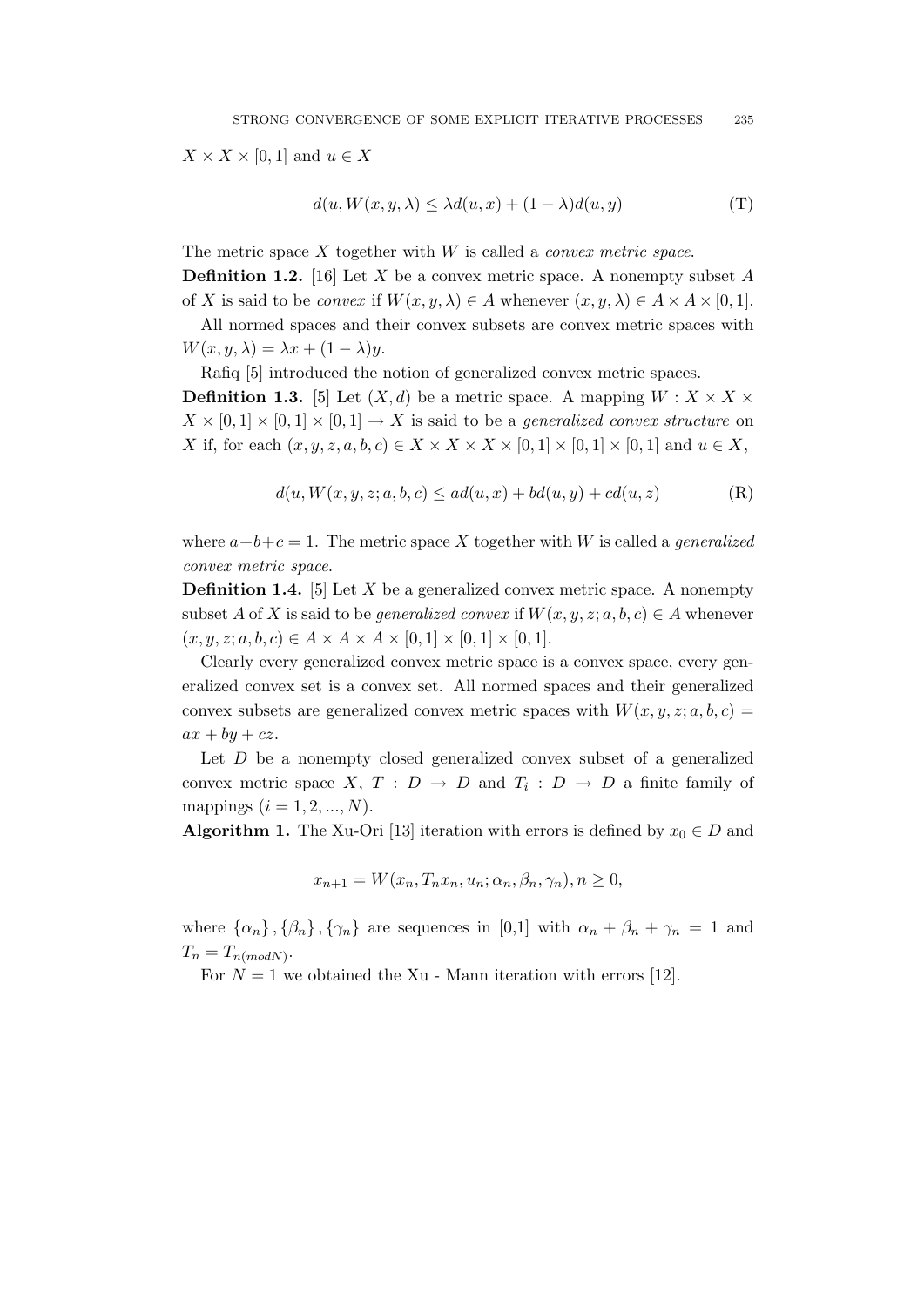$X \times X \times [0,1]$ and $u \in X$

$$d(u, W(x, y, \lambda) \leq \lambda d(u, x) + (1 - \lambda) d(u, y) \tag{T}$$

The metric space $X$ together with $W$ is called a *convex metric space*.

**Definition 1.2.** [16] Let $X$ be a convex metric space. A nonempty subset $A$ of $X$ is said to be *convex* if $W(x, y, \lambda) \in A$ whenever $(x, y, \lambda) \in A \times A \times [0,1]$.

All normed spaces and their convex subsets are convex metric spaces with $W(x, y, \lambda) = \lambda x + (1 - \lambda) y$.

Rafiq [5] introduced the notion of generalized convex metric spaces.

**Definition 1.3.** [5] Let $(X, d)$ be a metric space. A mapping $W : X \times X \times X \times [0,1] \times [0,1] \times [0,1] \to X$ is said to be a *generalized convex structure* on $X$ if, for each $(x, y, z, a, b, c) \in X \times X \times X \times [0,1] \times [0,1] \times [0,1]$ and $u \in X$,

$$d(u, W(x, y, z; a, b, c) \leq a d(u, x) + b d(u, y) + c d(u, z) \tag{R}$$

where $a + b + c = 1$. The metric space $X$ together with $W$ is called a *generalized convex metric space*.

**Definition 1.4.** [5] Let $X$ be a generalized convex metric space. A nonempty subset $A$ of $X$ is said to be *generalized convex* if $W(x, y, z; a, b, c) \in A$ whenever $(x, y, z; a, b, c) \in A \times A \times A \times [0,1] \times [0,1] \times [0,1]$.

Clearly every generalized convex metric space is a convex space, every generalized convex set is a convex set. All normed spaces and their generalized convex subsets are generalized convex metric spaces with $W(x, y, z; a, b, c) = ax + by + cz$.

Let $D$ be a nonempty closed generalized convex subset of a generalized convex metric space $X$, $T : D \to D$ and $T_i : D \to D$ a finite family of mappings $(i = 1, 2, ..., N)$.

**Algorithm 1.** The Xu-Ori [13] iteration with errors is defined by $x_0 \in D$ and

$$x_{n+1} = W(x_n, T_n x_n, u_n; \alpha_n, \beta_n, \gamma_n), n \geq 0,$$

where $\{\alpha_n\}, \{\beta_n\}, \{\gamma_n\}$ are sequences in [0,1] with $\alpha_n + \beta_n + \gamma_n = 1$ and $T_n = T_{n(modN)}$.

For $N = 1$ we obtained the Xu - Mann iteration with errors [12].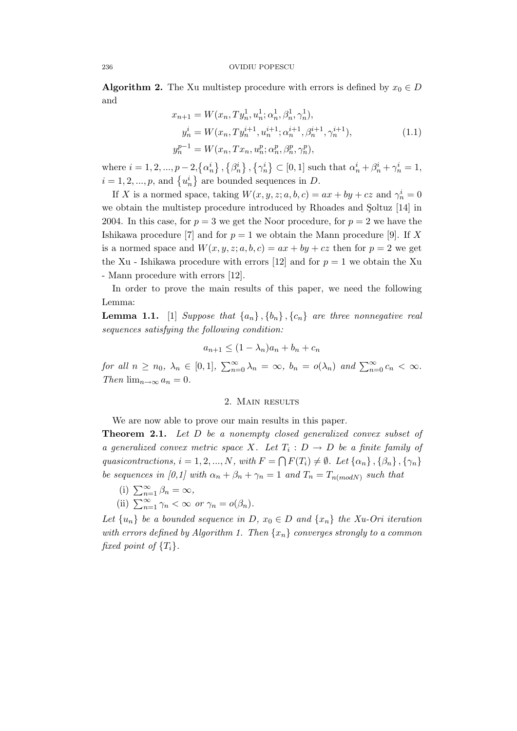**Algorithm 2.** The Xu multistep procedure with errors is defined by $x_0 \in D$ and

$$
\begin{aligned}
x_{n+1} &= W(x_n, Ty_n^1, u_n^1; \alpha_n^1, \beta_n^1, \gamma_n^1),\\
y_n^i &= W(x_n, Ty_n^{i+1}, u_n^{i+1}; \alpha_n^{i+1}, \beta_n^{i+1}, \gamma_n^{i+1}),\\
y_n^{p-1} &= W(x_n, Tx_n, u_n^p; \alpha_n^p, \beta_n^p, \gamma_n^p),
\end{aligned}
\tag{1.1}
$$

where $i = 1, 2, ..., p-2, \{\alpha_n^i\}, \{\beta_n^i\}, \{\gamma_n^i\} \subset [0,1]$ such that $\alpha_n^i + \beta_n^i + \gamma_n^i = 1$, $i = 1, 2, ..., p$, and $\{u_n^i\}$ are bounded sequences in $D$.

If $X$ is a normed space, taking $W(x, y, z; a, b, c) = ax + by + cz$ and $\gamma_n^i = 0$ we obtain the multistep procedure introduced by Rhoades and Şoltuz [14] in 2004. In this case, for $p = 3$ we get the Noor procedure, for $p = 2$ we have the Ishikawa procedure [7] and for $p = 1$ we obtain the Mann procedure [9]. If $X$ is a normed space and $W(x, y, z; a, b, c) = ax + by + cz$ then for $p = 2$ we get the Xu - Ishikawa procedure with errors [12] and for $p = 1$ we obtain the Xu - Mann procedure with errors [12].

In order to prove the main results of this paper, we need the following Lemma:

**Lemma 1.1.** [1] *Suppose that $\{a_n\}, \{b_n\}, \{c_n\}$ are three nonnegative real sequences satisfying the following condition:*

$$a_{n+1} \leq (1 - \lambda_n)a_n + b_n + c_n$$

*for all $n \geq n_0$, $\lambda_n \in [0,1]$, $\sum_{n=0}^{\infty} \lambda_n = \infty$, $b_n = o(\lambda_n)$ and $\sum_{n=0}^{\infty} c_n < \infty$. Then $\lim_{n\to\infty} a_n = 0$.*

## 2. Main results

We are now able to prove our main results in this paper.

**Theorem 2.1.** *Let $D$ be a nonempty closed generalized convex subset of a generalized convex metric space $X$. Let $T_i : D \to D$ be a finite family of quasicontractions, $i = 1, 2, ..., N$, with $F = \bigcap F(T_i) \neq \emptyset$. Let $\{\alpha_n\}, \{\beta_n\}, \{\gamma_n\}$ be sequences in [0,1] with $\alpha_n + \beta_n + \gamma_n = 1$ and $T_n = T_{n(modN)}$ such that*

(i) $\sum_{n=1}^{\infty} \beta_n = \infty$,

(ii) $\sum_{n=1}^{\infty} \gamma_n < \infty$ *or* $\gamma_n = o(\beta_n)$.

*Let $\{u_n\}$ be a bounded sequence in $D$, $x_0 \in D$ and $\{x_n\}$ the Xu-Ori iteration with errors defined by Algorithm 1. Then $\{x_n\}$ converges strongly to a common fixed point of $\{T_i\}$.*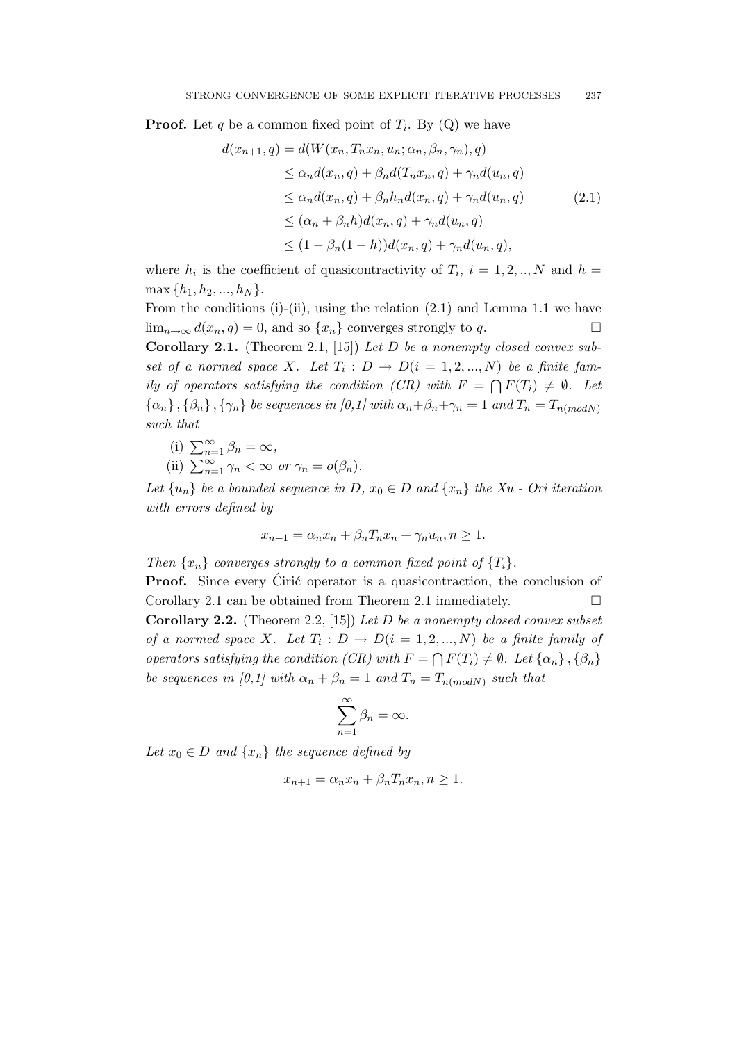**Proof.** Let $q$ be a common fixed point of $T_i$. By (Q) we have

$$
\begin{aligned}
d(x_{n+1}, q) &= d(W(x_n, T_n x_n, u_n; \alpha_n, \beta_n, \gamma_n), q) \\
&\leq \alpha_n d(x_n, q) + \beta_n d(T_n x_n, q) + \gamma_n d(u_n, q) \\
&\leq \alpha_n d(x_n, q) + \beta_n h_n d(x_n, q) + \gamma_n d(u_n, q) \\
&\leq (\alpha_n + \beta_n h) d(x_n, q) + \gamma_n d(u_n, q) \\
&\leq (1 - \beta_n(1-h)) d(x_n, q) + \gamma_n d(u_n, q),
\end{aligned}
\tag{2.1}
$$

where $h_i$ is the coefficient of quasicontractivity of $T_i$, $i = 1, 2, .., N$ and $h = \max\{h_1, h_2, ..., h_N\}$.

From the conditions (i)-(ii), using the relation (2.1) and Lemma 1.1 we have $\lim_{n\to\infty} d(x_n, q) = 0$, and so $\{x_n\}$ converges strongly to $q$. $\square$

**Corollary 2.1.** (Theorem 2.1, [15]) *Let $D$ be a nonempty closed convex subset of a normed space $X$. Let $T_i : D \to D (i = 1, 2, ..., N)$ be a finite family of operators satisfying the condition (CR) with $F = \bigcap F(T_i) \neq \emptyset$. Let $\{\alpha_n\}, \{\beta_n\}, \{\gamma_n\}$ be sequences in [0,1] with $\alpha_n + \beta_n + \gamma_n = 1$ and $T_n = T_{n(modN)}$ such that*

(i) $\sum_{n=1}^{\infty} \beta_n = \infty$,
(ii) $\sum_{n=1}^{\infty} \gamma_n < \infty$ *or* $\gamma_n = o(\beta_n)$.

*Let $\{u_n\}$ be a bounded sequence in $D$, $x_0 \in D$ and $\{x_n\}$ the Xu - Ori iteration with errors defined by*

$$x_{n+1} = \alpha_n x_n + \beta_n T_n x_n + \gamma_n u_n, n \geq 1.$$

*Then $\{x_n\}$ converges strongly to a common fixed point of $\{T_i\}$.*

**Proof.** Since every Ćirić operator is a quasicontraction, the conclusion of Corollary 2.1 can be obtained from Theorem 2.1 immediately. $\square$

**Corollary 2.2.** (Theorem 2.2, [15]) *Let $D$ be a nonempty closed convex subset of a normed space $X$. Let $T_i : D \to D (i = 1, 2, ..., N)$ be a finite family of operators satisfying the condition (CR) with $F = \bigcap F(T_i) \neq \emptyset$. Let $\{\alpha_n\}, \{\beta_n\}$ be sequences in [0,1] with $\alpha_n + \beta_n = 1$ and $T_n = T_{n(modN)}$ such that*

$$\sum_{n=1}^{\infty} \beta_n = \infty.$$

*Let $x_0 \in D$ and $\{x_n\}$ the sequence defined by*

$$x_{n+1} = \alpha_n x_n + \beta_n T_n x_n, n \geq 1.$$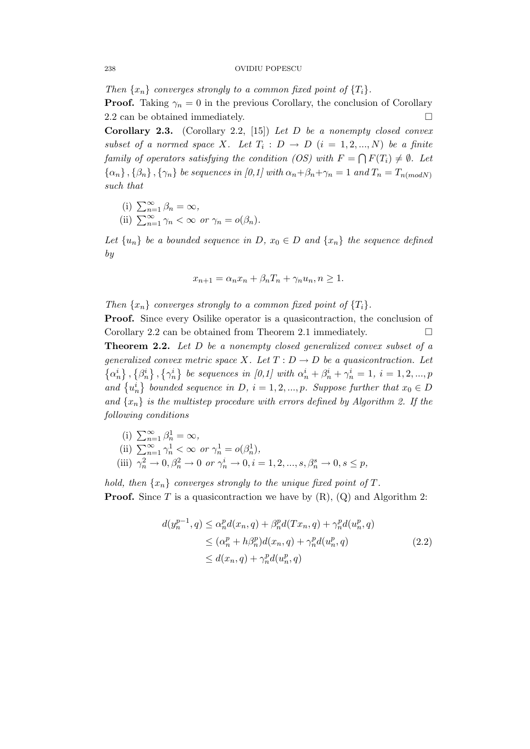*Then $\{x_n\}$ converges strongly to a common fixed point of $\{T_i\}$.*

**Proof.** Taking $\gamma_n = 0$ in the previous Corollary, the conclusion of Corollary 2.2 can be obtained immediately. $\square$

**Corollary 2.3.** (Corollary 2.2, [15]) *Let $D$ be a nonempty closed convex subset of a normed space $X$. Let $T_i : D \to D$ $(i = 1, 2, ..., N)$ be a finite family of operators satisfying the condition (OS) with $F = \bigcap F(T_i) \neq \emptyset$. Let $\{\alpha_n\}, \{\beta_n\}, \{\gamma_n\}$ be sequences in [0,1] with $\alpha_n + \beta_n + \gamma_n = 1$ and $T_n = T_{n(modN)}$ such that*

(i) $\sum_{n=1}^{\infty} \beta_n = \infty$,
(ii) $\sum_{n=1}^{\infty} \gamma_n < \infty$ *or* $\gamma_n = o(\beta_n)$.

*Let $\{u_n\}$ be a bounded sequence in $D$, $x_0 \in D$ and $\{x_n\}$ the sequence defined by*

$$x_{n+1} = \alpha_n x_n + \beta_n T_n + \gamma_n u_n, n \geq 1.$$

*Then $\{x_n\}$ converges strongly to a common fixed point of $\{T_i\}$.*

**Proof.** Since every Osilike operator is a quasicontraction, the conclusion of Corollary 2.2 can be obtained from Theorem 2.1 immediately. $\square$

**Theorem 2.2.** *Let $D$ be a nonempty closed generalized convex subset of a generalized convex metric space $X$. Let $T : D \to D$ be a quasicontraction. Let $\{\alpha_n^i\}, \{\beta_n^i\}, \{\gamma_n^i\}$ be sequences in [0,1] with $\alpha_n^i + \beta_n^i + \gamma_n^i = 1$, $i = 1, 2, ..., p$ and $\{u_n^i\}$ bounded sequence in $D$, $i = 1, 2, ..., p$. Suppose further that $x_0 \in D$ and $\{x_n\}$ is the multistep procedure with errors defined by Algorithm 2. If the following conditions*

(i) $\sum_{n=1}^{\infty} \beta_n^1 = \infty$,
(ii) $\sum_{n=1}^{\infty} \gamma_n^1 < \infty$ *or* $\gamma_n^1 = o(\beta_n^1)$,
(iii) $\gamma_n^2 \to 0, \beta_n^2 \to 0$ *or* $\gamma_n^i \to 0, i = 1, 2, ..., s, \beta_n^s \to 0, s \leq p$,

*hold, then $\{x_n\}$ converges strongly to the unique fixed point of $T$.*

**Proof.** Since $T$ is a quasicontraction we have by (R), (Q) and Algorithm 2:

$$\begin{aligned} d(y_n^{p-1}, q) &\leq \alpha_n^p d(x_n, q) + \beta_n^p d(Tx_n, q) + \gamma_n^p d(u_n^p, q) \\ &\leq (\alpha_n^p + h\beta_n^p) d(x_n, q) + \gamma_n^p d(u_n^p, q) \\ &\leq d(x_n, q) + \gamma_n^p d(u_n^p, q) \end{aligned} \tag{2.2}$$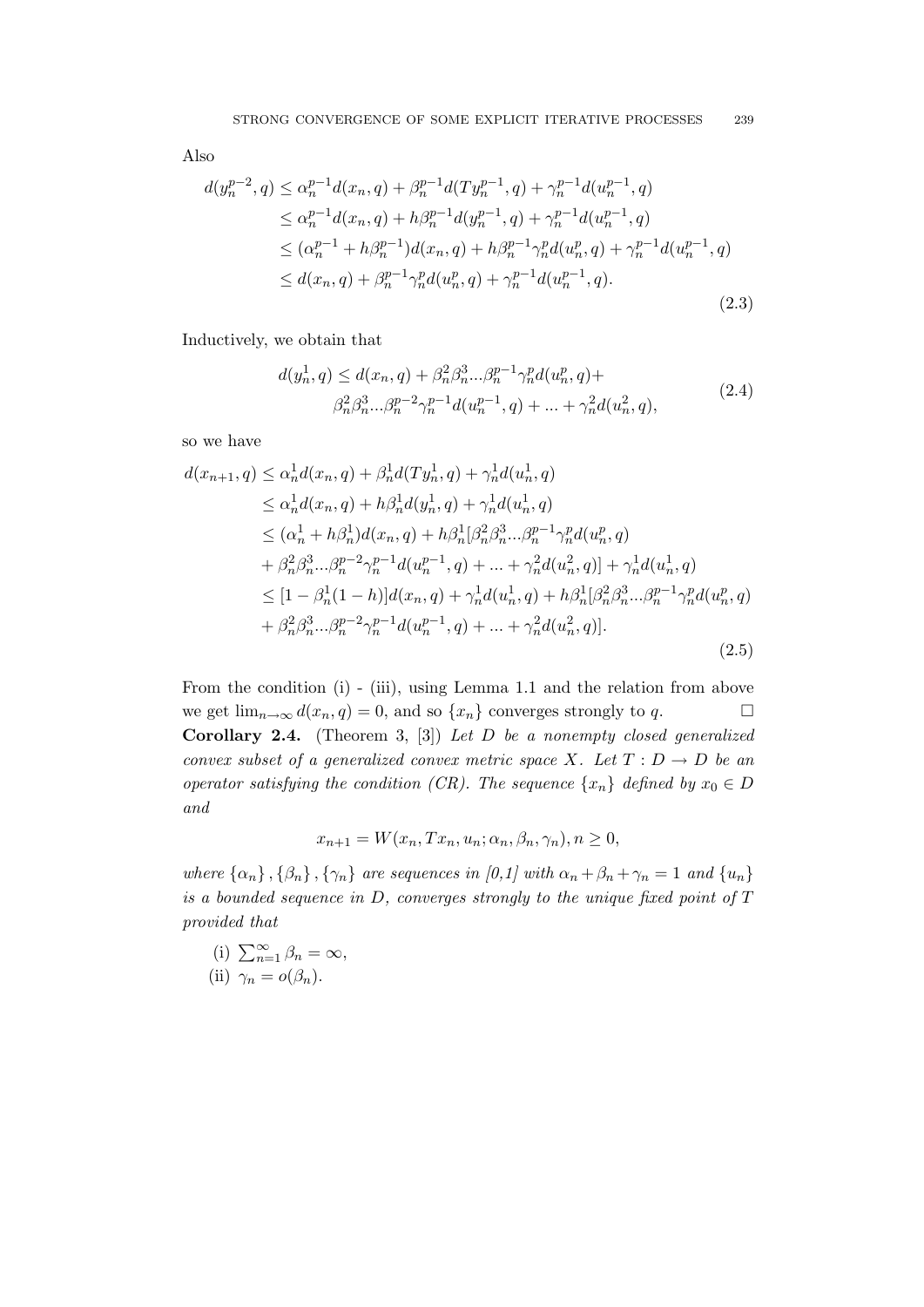Also

$$
\begin{aligned}
d(y_n^{p-2}, q) &\leq \alpha_n^{p-1} d(x_n, q) + \beta_n^{p-1} d(Ty_n^{p-1}, q) + \gamma_n^{p-1} d(u_n^{p-1}, q) \\
&\leq \alpha_n^{p-1} d(x_n, q) + h\beta_n^{p-1} d(y_n^{p-1}, q) + \gamma_n^{p-1} d(u_n^{p-1}, q) \\
&\leq (\alpha_n^{p-1} + h\beta_n^{p-1}) d(x_n, q) + h\beta_n^{p-1}\gamma_n^{p} d(u_n^{p}, q) + \gamma_n^{p-1} d(u_n^{p-1}, q) \\
&\leq d(x_n, q) + \beta_n^{p-1}\gamma_n^{p} d(u_n^{p}, q) + \gamma_n^{p-1} d(u_n^{p-1}, q).
\end{aligned}
\tag{2.3}
$$

Inductively, we obtain that

$$
\begin{aligned}
d(y_n^1, q) \leq d(x_n, q) + \beta_n^2\beta_n^3 ... \beta_n^{p-1}\gamma_n^p d(u_n^p, q) + \\
\beta_n^2\beta_n^3 ... \beta_n^{p-2}\gamma_n^{p-1} d(u_n^{p-1}, q) + ... + \gamma_n^2 d(u_n^2, q),
\end{aligned}
\tag{2.4}
$$

so we have

$$
\begin{aligned}
d(x_{n+1}, q) &\leq \alpha_n^1 d(x_n, q) + \beta_n^1 d(Ty_n^1, q) + \gamma_n^1 d(u_n^1, q) \\
&\leq \alpha_n^1 d(x_n, q) + h\beta_n^1 d(y_n^1, q) + \gamma_n^1 d(u_n^1, q) \\
&\leq (\alpha_n^1 + h\beta_n^1) d(x_n, q) + h\beta_n^1 [\beta_n^2\beta_n^3 ... \beta_n^{p-1}\gamma_n^p d(u_n^p, q) \\
&+ \beta_n^2\beta_n^3 ... \beta_n^{p-2}\gamma_n^{p-1} d(u_n^{p-1}, q) + ... + \gamma_n^2 d(u_n^2, q)] + \gamma_n^1 d(u_n^1, q) \\
&\leq [1 - \beta_n^1(1-h)] d(x_n, q) + \gamma_n^1 d(u_n^1, q) + h\beta_n^1 [\beta_n^2\beta_n^3 ... \beta_n^{p-1}\gamma_n^p d(u_n^p, q) \\
&+ \beta_n^2\beta_n^3 ... \beta_n^{p-2}\gamma_n^{p-1} d(u_n^{p-1}, q) + ... + \gamma_n^2 d(u_n^2, q)].
\end{aligned}
\tag{2.5}
$$

From the condition (i) - (iii), using Lemma 1.1 and the relation from above we get $\lim_{n\to\infty} d(x_n, q) = 0$, and so $\{x_n\}$ converges strongly to $q$. $\square$

**Corollary 2.4.** (Theorem 3, [3]) *Let $D$ be a nonempty closed generalized convex subset of a generalized convex metric space $X$. Let $T : D \to D$ be an operator satisfying the condition (CR). The sequence $\{x_n\}$ defined by $x_0 \in D$ and*

$$
x_{n+1} = W(x_n, Tx_n, u_n; \alpha_n, \beta_n, \gamma_n), n \geq 0,
$$

*where $\{\alpha_n\}, \{\beta_n\}, \{\gamma_n\}$ are sequences in [0,1] with $\alpha_n + \beta_n + \gamma_n = 1$ and $\{u_n\}$ is a bounded sequence in $D$, converges strongly to the unique fixed point of $T$ provided that*

(i) $\sum_{n=1}^{\infty} \beta_n = \infty$,
(ii) $\gamma_n = o(\beta_n)$.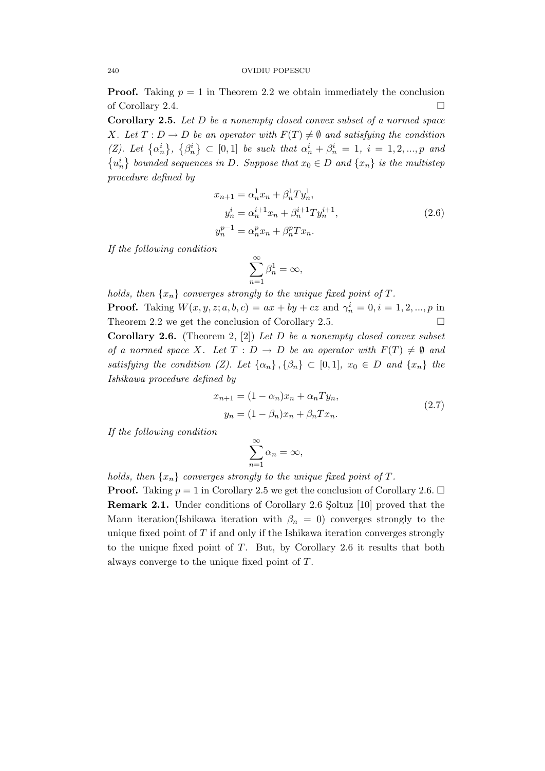**Proof.** Taking $p = 1$ in Theorem 2.2 we obtain immediately the conclusion of Corollary 2.4. $\square$

**Corollary 2.5.** *Let $D$ be a nonempty closed convex subset of a normed space $X$. Let $T : D \to D$ be an operator with $F(T) \neq \emptyset$ and satisfying the condition (Z). Let $\{\alpha_n^i\}$, $\{\beta_n^i\} \subset [0,1]$ be such that $\alpha_n^i + \beta_n^i = 1$, $i = 1, 2, ..., p$ and $\{u_n^i\}$ bounded sequences in $D$. Suppose that $x_0 \in D$ and $\{x_n\}$ is the multistep procedure defined by*

$$
\begin{aligned}
x_{n+1} &= \alpha_n^1 x_n + \beta_n^1 T y_n^1, \\
y_n^i &= \alpha_n^{i+1} x_n + \beta_n^{i+1} T y_n^{i+1}, \\
y_n^{p-1} &= \alpha_n^p x_n + \beta_n^p T x_n.
\end{aligned}
\tag{2.6}
$$

*If the following condition*

$$\sum_{n=1}^{\infty} \beta_n^1 = \infty,$$

*holds, then $\{x_n\}$ converges strongly to the unique fixed point of $T$.*

**Proof.** Taking $W(x, y, z; a, b, c) = ax + by + cz$ and $\gamma_n^i = 0, i = 1, 2, ..., p$ in Theorem 2.2 we get the conclusion of Corollary 2.5. $\square$

**Corollary 2.6.** (Theorem 2, [2]) *Let $D$ be a nonempty closed convex subset of a normed space $X$. Let $T : D \to D$ be an operator with $F(T) \neq \emptyset$ and satisfying the condition (Z). Let $\{\alpha_n\}, \{\beta_n\} \subset [0,1]$, $x_0 \in D$ and $\{x_n\}$ the Ishikawa procedure defined by*

$$
\begin{aligned}
x_{n+1} &= (1 - \alpha_n) x_n + \alpha_n T y_n, \\
y_n &= (1 - \beta_n) x_n + \beta_n T x_n.
\end{aligned}
\tag{2.7}
$$

*If the following condition*

$$\sum_{n=1}^{\infty} \alpha_n = \infty,$$

*holds, then $\{x_n\}$ converges strongly to the unique fixed point of $T$.*

**Proof.** Taking $p = 1$ in Corollary 2.5 we get the conclusion of Corollary 2.6. $\square$

**Remark 2.1.** Under conditions of Corollary 2.6 Şoltuz [10] proved that the Mann iteration(Ishikawa iteration with $\beta_n = 0$) converges strongly to the unique fixed point of $T$ if and only if the Ishikawa iteration converges strongly to the unique fixed point of $T$. But, by Corollary 2.6 it results that both always converge to the unique fixed point of $T$.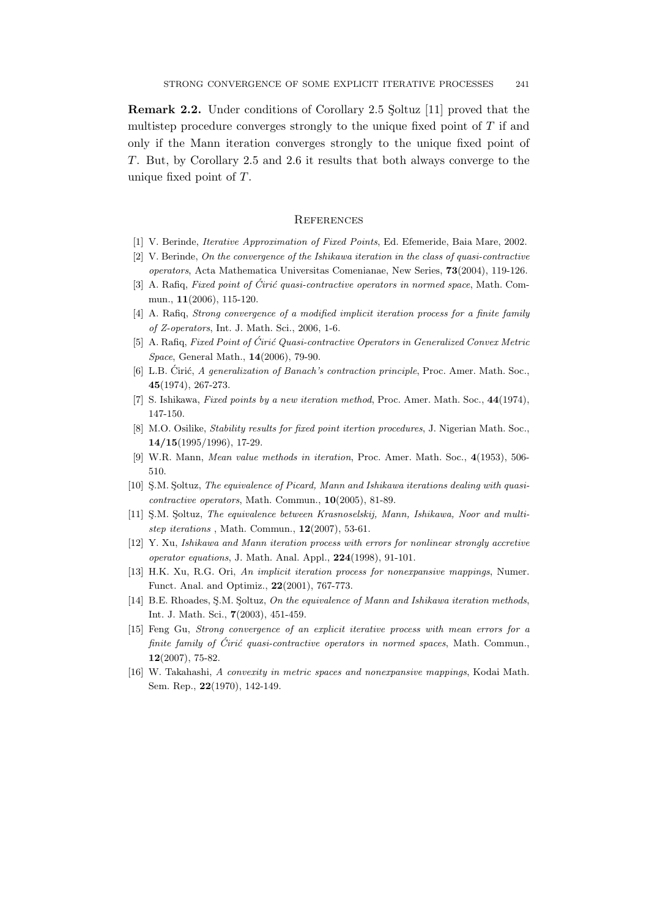**Remark 2.2.** Under conditions of Corollary 2.5 Şoltuz [11] proved that the multistep procedure converges strongly to the unique fixed point of $T$ if and only if the Mann iteration converges strongly to the unique fixed point of $T$. But, by Corollary 2.5 and 2.6 it results that both always converge to the unique fixed point of $T$.

## References

[1] V. Berinde, *Iterative Approximation of Fixed Points*, Ed. Efemeride, Baia Mare, 2002.

[2] V. Berinde, *On the convergence of the Ishikawa iteration in the class of quasi-contractive operators*, Acta Mathematica Universitas Comenianae, New Series, **73**(2004), 119-126.

[3] A. Rafiq, *Fixed point of Ćirić quasi-contractive operators in normed space*, Math. Commun., **11**(2006), 115-120.

[4] A. Rafiq, *Strong convergence of a modified implicit iteration process for a finite family of Z-operators*, Int. J. Math. Sci., 2006, 1-6.

[5] A. Rafiq, *Fixed Point of Ćirić Quasi-contractive Operators in Generalized Convex Metric Space*, General Math., **14**(2006), 79-90.

[6] L.B. Ćirić, *A generalization of Banach's contraction principle*, Proc. Amer. Math. Soc., **45**(1974), 267-273.

[7] S. Ishikawa, *Fixed points by a new iteration method*, Proc. Amer. Math. Soc., **44**(1974), 147-150.

[8] M.O. Osilike, *Stability results for fixed point itertion procedures*, J. Nigerian Math. Soc., **14/15**(1995/1996), 17-29.

[9] W.R. Mann, *Mean value methods in iteration*, Proc. Amer. Math. Soc., **4**(1953), 506-510.

[10] Ş.M. Şoltuz, *The equivalence of Picard, Mann and Ishikawa iterations dealing with quasi-contractive operators*, Math. Commun., **10**(2005), 81-89.

[11] Ş.M. Şoltuz, *The equivalence between Krasnoselskij, Mann, Ishikawa, Noor and multistep iterations* , Math. Commun., **12**(2007), 53-61.

[12] Y. Xu, *Ishikawa and Mann iteration process with errors for nonlinear strongly accretive operator equations*, J. Math. Anal. Appl., **224**(1998), 91-101.

[13] H.K. Xu, R.G. Ori, *An implicit iteration process for nonexpansive mappings*, Numer. Funct. Anal. and Optimiz., **22**(2001), 767-773.

[14] B.E. Rhoades, Ş.M. Şoltuz, *On the equivalence of Mann and Ishikawa iteration methods*, Int. J. Math. Sci., **7**(2003), 451-459.

[15] Feng Gu, *Strong convergence of an explicit iterative process with mean errors for a finite family of Ćirić quasi-contractive operators in normed spaces*, Math. Commun., **12**(2007), 75-82.

[16] W. Takahashi, *A convexity in metric spaces and nonexpansive mappings*, Kodai Math. Sem. Rep., **22**(1970), 142-149.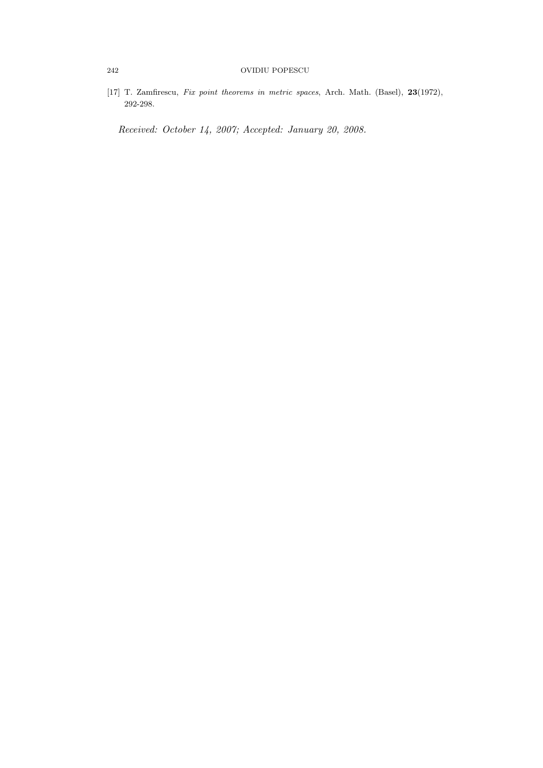[17] T. Zamfirescu, *Fix point theorems in metric spaces*, Arch. Math. (Basel), **23**(1972), 292-298.

*Received: October 14, 2007; Accepted: January 20, 2008.*